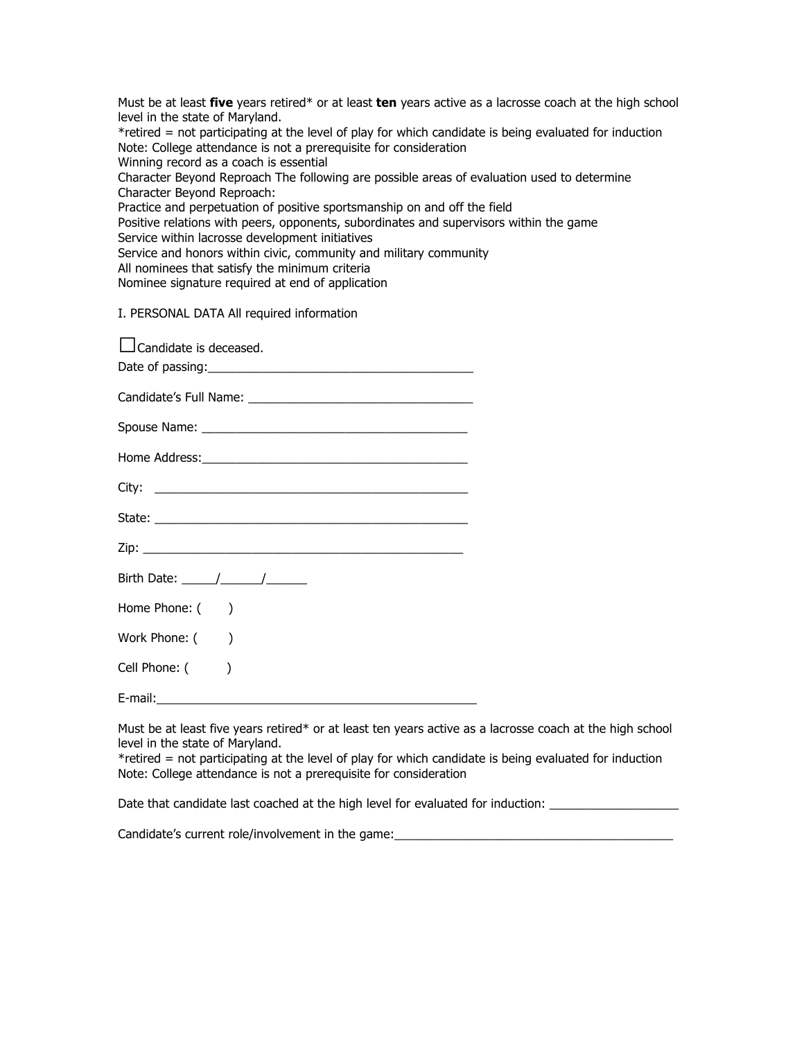Must be at least **five** years retired* or at least **ten** years active as a lacrosse coach at the high school level in the state of Maryland.

*retired = not participating at the level of play for which candidate is being evaluated for induction

Note: College attendance is not a prerequisite for consideration

Winning record as a coach is essential

Character Beyond Reproach The following are possible areas of evaluation used to determine Character Beyond Reproach:

Practice and perpetuation of positive sportsmanship on and off the field

Positive relations with peers, opponents, subordinates and supervisors within the game

Service within lacrosse development initiatives

Service and honors within civic, community and military community

All nominees that satisfy the minimum criteria

Nominee signature required at end of application

I. PERSONAL DATA All required information

☐ Candidate is deceased.

Date of passing:________________________________________

Candidate's Full Name: __________________________________

Spouse Name: _________________________________________

Home Address:_________________________________________

City: ______________________________________________

State: ______________________________________________

Zip: _______________________________________________

Birth Date: _____/______/______

Home Phone: (      )

Work Phone: (      )

Cell Phone: (      )

E-mail:_____________________________________________

Must be at least five years retired* or at least ten years active as a lacrosse coach at the high school level in the state of Maryland.

*retired = not participating at the level of play for which candidate is being evaluated for induction

Note: College attendance is not a prerequisite for consideration

Date that candidate last coached at the high level for evaluated for induction: ___________________

Candidate's current role/involvement in the game:__________________________________________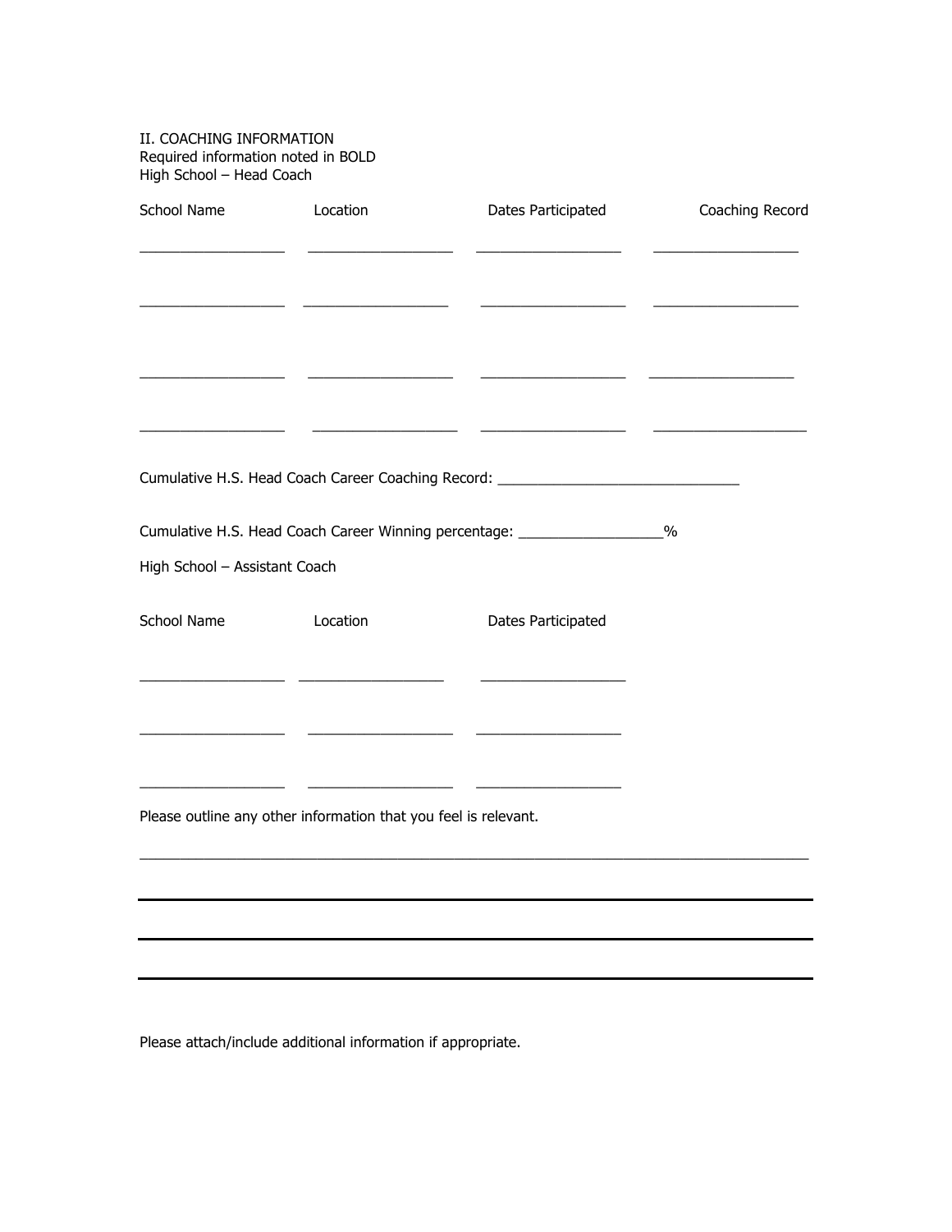II. COACHING INFORMATION
Required information noted in BOLD
High School – Head Coach

| School Name | Location | Dates Participated | Coaching Record |
|---|---|---|---|
| ___________________ | ___________________ | ___________________ | ___________________ |
| ___________________ | ___________________ | ___________________ | ___________________ |
| ___________________ | ___________________ | ___________________ | ___________________ |
| ___________________ | ___________________ | ___________________ | ___________________ |

Cumulative H.S. Head Coach Career Coaching Record: ________________________________

Cumulative H.S. Head Coach Career Winning percentage: ___________________%

High School – Assistant Coach

| School Name | Location | Dates Participated |
|---|---|---|
| ___________________ | ___________________ | ___________________ |
| ___________________ | ___________________ | ___________________ |
| ___________________ | ___________________ | ___________________ |

Please outline any other information that you feel is relevant.

_____________________________________________________________________________________

_____________________________________________________________________________________

_____________________________________________________________________________________

_____________________________________________________________________________________

Please attach/include additional information if appropriate.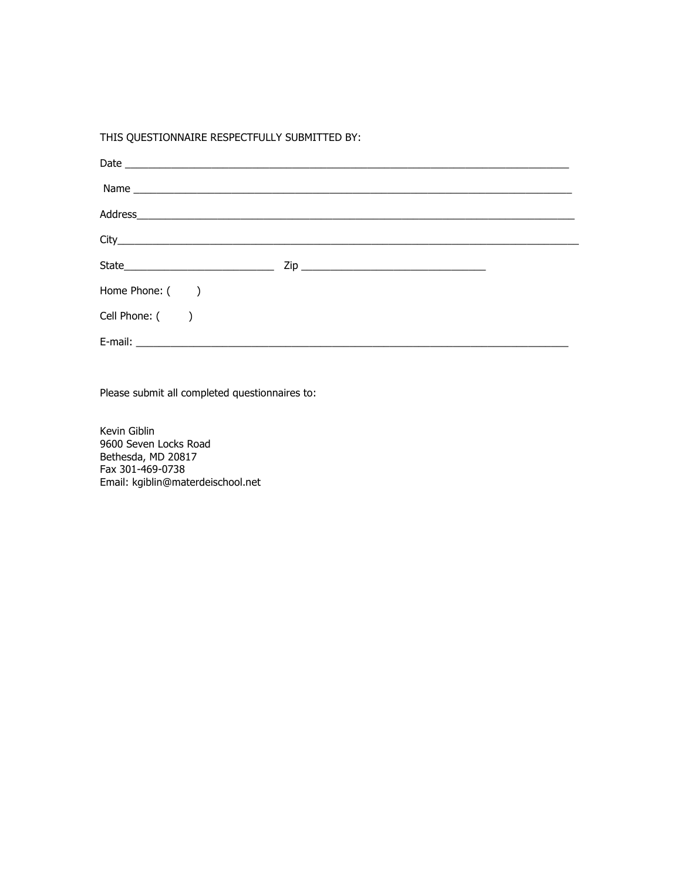THIS QUESTIONNAIRE RESPECTFULLY SUBMITTED BY:

Date ___________________________________________________________________________

Name ___________________________________________________________________________

Address_________________________________________________________________________

City____________________________________________________________________________

State__________________________ Zip ________________________________

Home Phone: (      )

Cell Phone: (      )

E-mail: ________________________________________________________________________

Please submit all completed questionnaires to:

Kevin Giblin
9600 Seven Locks Road
Bethesda, MD 20817
Fax 301-469-0738
Email: kgiblin@materdeischool.net